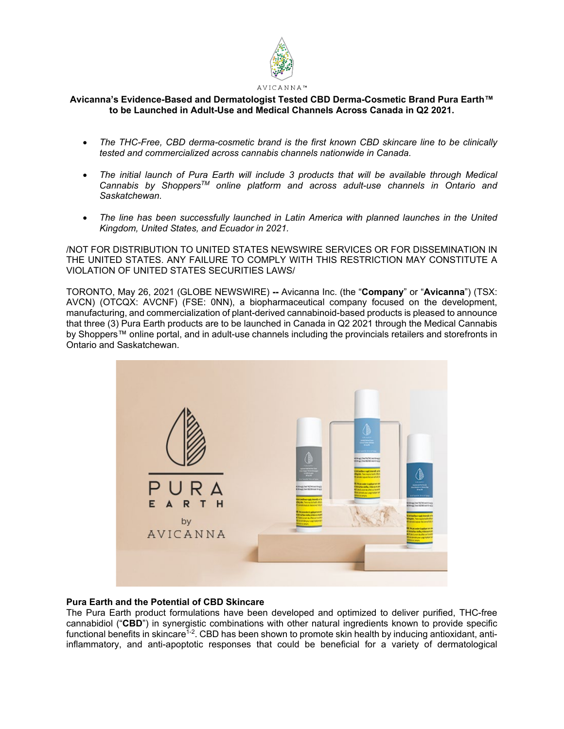**Avicanna's Evidence-Based and Dermatologist Tested CBD Derma-Cosmetic Brand Pura Earth™ to be Launched in Adult-Use and Medical Channels Across Canada in Q2 2021.**

- *The THC-Free, CBD derma-cosmetic brand is the first known CBD skincare line to be clinically tested and commercialized across cannabis channels nationwide in Canada.*
- *The initial launch of Pura Earth will include 3 products that will be available through Medical Cannabis by Shoppers™ online platform and across adult-use channels in Ontario and Saskatchewan.*
- *The line has been successfully launched in Latin America with planned launches in the United Kingdom, United States, and Ecuador in 2021.*

/NOT FOR DISTRIBUTION TO UNITED STATES NEWSWIRE SERVICES OR FOR DISSEMINATION IN THE UNITED STATES. ANY FAILURE TO COMPLY WITH THIS RESTRICTION MAY CONSTITUTE A VIOLATION OF UNITED STATES SECURITIES LAWS/

TORONTO, May 26, 2021 (GLOBE NEWSWIRE) -- Avicanna Inc. (the "**Company**" or "**Avicanna**") (TSX: AVCN) (OTCQX: AVCNF) (FSE: 0NN), a biopharmaceutical company focused on the development, manufacturing, and commercialization of plant-derived cannabinoid-based products is pleased to announce that three (3) Pura Earth products are to be launched in Canada in Q2 2021 through the Medical Cannabis by Shoppers™ online portal, and in adult-use channels including the provincials retailers and storefronts in Ontario and Saskatchewan.

**Pura Earth and the Potential of CBD Skincare**

The Pura Earth product formulations have been developed and optimized to deliver purified, THC-free cannabidiol ("**CBD**") in synergistic combinations with other natural ingredients known to provide specific functional benefits in skincare[1-2]. CBD has been shown to promote skin health by inducing antioxidant, anti-inflammatory, and anti-apoptotic responses that could be beneficial for a variety of dermatological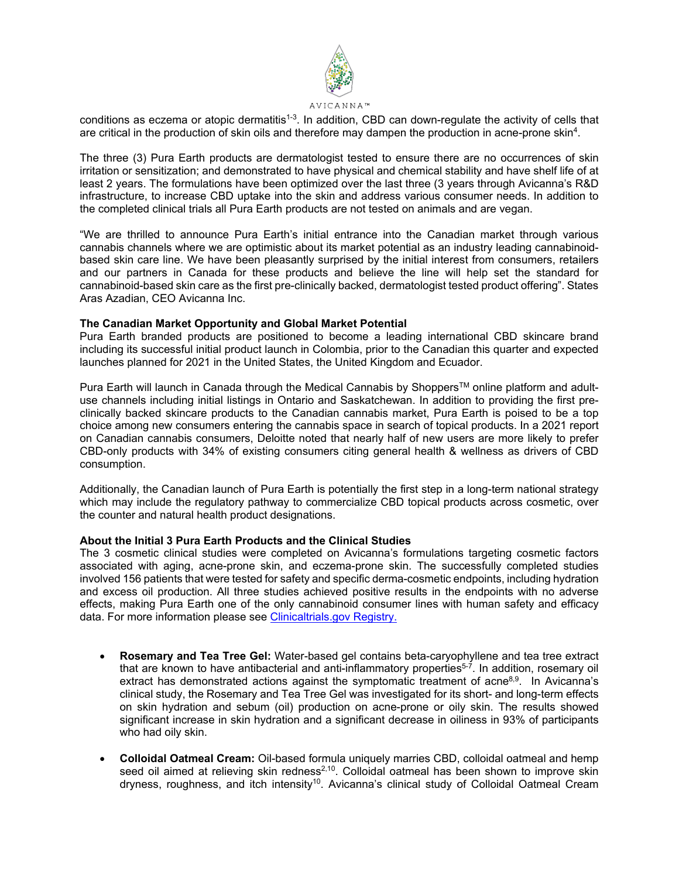conditions as eczema or atopic dermatitis[1-3]. In addition, CBD can down-regulate the activity of cells that are critical in the production of skin oils and therefore may dampen the production in acne-prone skin[4].

The three (3) Pura Earth products are dermatologist tested to ensure there are no occurrences of skin irritation or sensitization; and demonstrated to have physical and chemical stability and have shelf life of at least 2 years. The formulations have been optimized over the last three (3 years through Avicanna's R&D infrastructure, to increase CBD uptake into the skin and address various consumer needs. In addition to the completed clinical trials all Pura Earth products are not tested on animals and are vegan.

"We are thrilled to announce Pura Earth's initial entrance into the Canadian market through various cannabis channels where we are optimistic about its market potential as an industry leading cannabinoid-based skin care line. We have been pleasantly surprised by the initial interest from consumers, retailers and our partners in Canada for these products and believe the line will help set the standard for cannabinoid-based skin care as the first pre-clinically backed, dermatologist tested product offering". States Aras Azadian, CEO Avicanna Inc.

**The Canadian Market Opportunity and Global Market Potential**

Pura Earth branded products are positioned to become a leading international CBD skincare brand including its successful initial product launch in Colombia, prior to the Canadian this quarter and expected launches planned for 2021 in the United States, the United Kingdom and Ecuador.

Pura Earth will launch in Canada through the Medical Cannabis by Shoppers™ online platform and adult-use channels including initial listings in Ontario and Saskatchewan. In addition to providing the first pre-clinically backed skincare products to the Canadian cannabis market, Pura Earth is poised to be a top choice among new consumers entering the cannabis space in search of topical products. In a 2021 report on Canadian cannabis consumers, Deloitte noted that nearly half of new users are more likely to prefer CBD-only products with 34% of existing consumers citing general health & wellness as drivers of CBD consumption.

Additionally, the Canadian launch of Pura Earth is potentially the first step in a long-term national strategy which may include the regulatory pathway to commercialize CBD topical products across cosmetic, over the counter and natural health product designations.

**About the Initial 3 Pura Earth Products and the Clinical Studies**

The 3 cosmetic clinical studies were completed on Avicanna's formulations targeting cosmetic factors associated with aging, acne-prone skin, and eczema-prone skin. The successfully completed studies involved 156 patients that were tested for safety and specific derma-cosmetic endpoints, including hydration and excess oil production. All three studies achieved positive results in the endpoints with no adverse effects, making Pura Earth one of the only cannabinoid consumer lines with human safety and efficacy data. For more information please see [Clinicaltrials.gov Registry.]()

- **Rosemary and Tea Tree Gel:** Water-based gel contains beta-caryophyllene and tea tree extract that are known to have antibacterial and anti-inflammatory properties[5-7]. In addition, rosemary oil extract has demonstrated actions against the symptomatic treatment of acne[8,9]. In Avicanna's clinical study, the Rosemary and Tea Tree Gel was investigated for its short- and long-term effects on skin hydration and sebum (oil) production on acne-prone or oily skin. The results showed significant increase in skin hydration and a significant decrease in oiliness in 93% of participants who had oily skin.

- **Colloidal Oatmeal Cream:** Oil-based formula uniquely marries CBD, colloidal oatmeal and hemp seed oil aimed at relieving skin redness[2,10]. Colloidal oatmeal has been shown to improve skin dryness, roughness, and itch intensity[10]. Avicanna's clinical study of Colloidal Oatmeal Cream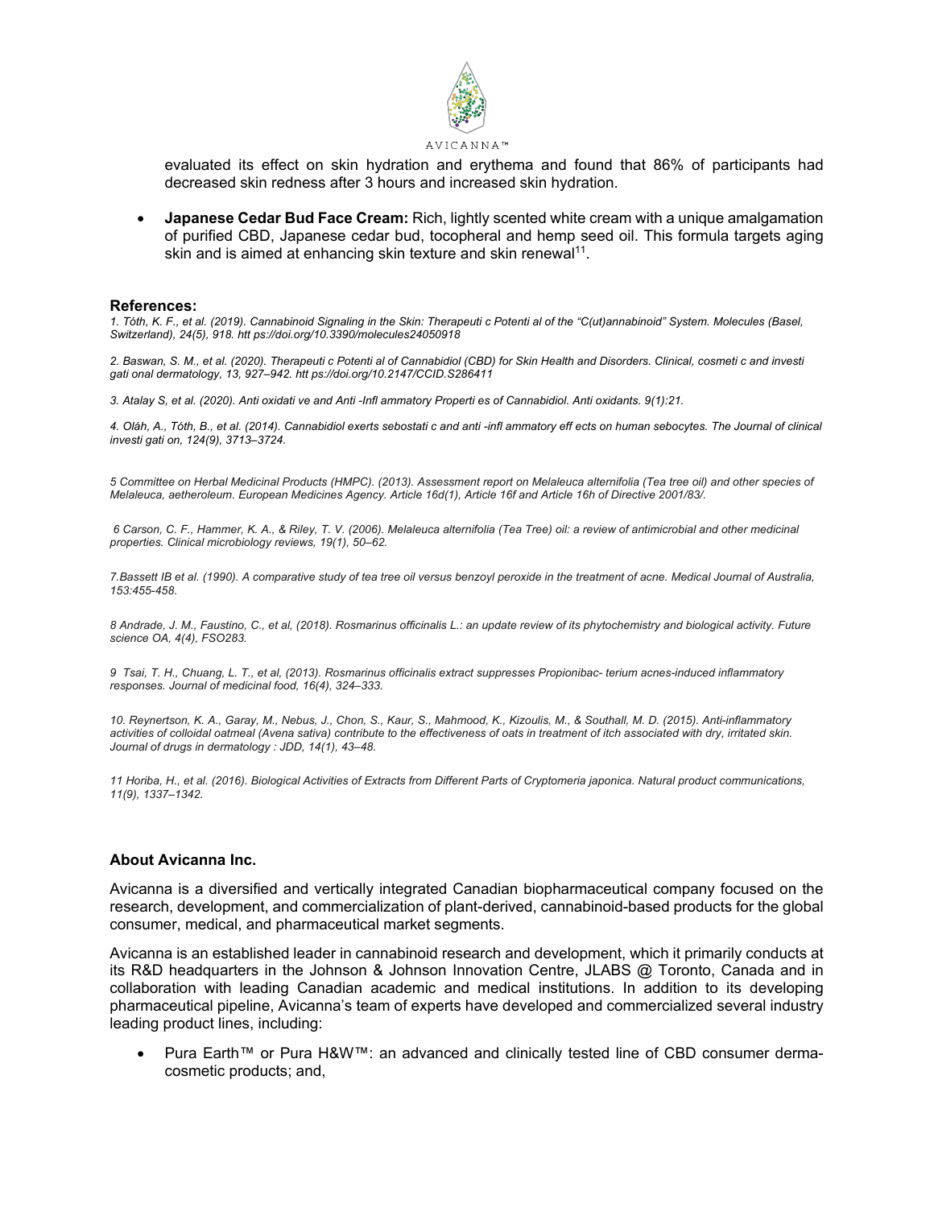evaluated its effect on skin hydration and erythema and found that 86% of participants had decreased skin redness after 3 hours and increased skin hydration.

- **Japanese Cedar Bud Face Cream:** Rich, lightly scented white cream with a unique amalgamation of purified CBD, Japanese cedar bud, tocopheral and hemp seed oil. This formula targets aging skin and is aimed at enhancing skin texture and skin renewal[11].

**References:**

*1. Tóth, K. F., et al. (2019). Cannabinoid Signaling in the Skin: Therapeuti c Potenti al of the "C(ut)annabinoid" System. Molecules (Basel, Switzerland), 24(5), 918. htt ps://doi.org/10.3390/molecules24050918*

*2. Baswan, S. M., et al. (2020). Therapeuti c Potenti al of Cannabidiol (CBD) for Skin Health and Disorders. Clinical, cosmeti c and investi gati onal dermatology, 13, 927–942. htt ps://doi.org/10.2147/CCID.S286411*

*3. Atalay S, et al. (2020). Anti oxidati ve and Anti -Infl ammatory Properti es of Cannabidiol. Anti oxidants. 9(1):21.*

*4. Oláh, A., Tóth, B., et al. (2014). Cannabidiol exerts sebostati c and anti -infl ammatory eff ects on human sebocytes. The Journal of clinical investi gati on, 124(9), 3713–3724.*

*5 Committee on Herbal Medicinal Products (HMPC). (2013). Assessment report on Melaleuca alternifolia (Tea tree oil) and other species of Melaleuca, aetheroleum. European Medicines Agency. Article 16d(1), Article 16f and Article 16h of Directive 2001/83/.*

*6 Carson, C. F., Hammer, K. A., & Riley, T. V. (2006). Melaleuca alternifolia (Tea Tree) oil: a review of antimicrobial and other medicinal properties. Clinical microbiology reviews, 19(1), 50–62.*

*7.Bassett IB et al. (1990). A comparative study of tea tree oil versus benzoyl peroxide in the treatment of acne. Medical Journal of Australia, 153:455-458.*

*8 Andrade, J. M., Faustino, C., et al, (2018). Rosmarinus officinalis L.: an update review of its phytochemistry and biological activity. Future science OA, 4(4), FSO283.*

*9 Tsai, T. H., Chuang, L. T., et al, (2013). Rosmarinus officinalis extract suppresses Propionibac- terium acnes-induced inflammatory responses. Journal of medicinal food, 16(4), 324–333.*

*10. Reynertson, K. A., Garay, M., Nebus, J., Chon, S., Kaur, S., Mahmood, K., Kizoulis, M., & Southall, M. D. (2015). Anti-inflammatory activities of colloidal oatmeal (Avena sativa) contribute to the effectiveness of oats in treatment of itch associated with dry, irritated skin. Journal of drugs in dermatology : JDD, 14(1), 43–48.*

*11 Horiba, H., et al. (2016). Biological Activities of Extracts from Different Parts of Cryptomeria japonica. Natural product communications, 11(9), 1337–1342.*

### About Avicanna Inc.

Avicanna is a diversified and vertically integrated Canadian biopharmaceutical company focused on the research, development, and commercialization of plant-derived, cannabinoid-based products for the global consumer, medical, and pharmaceutical market segments.

Avicanna is an established leader in cannabinoid research and development, which it primarily conducts at its R&D headquarters in the Johnson & Johnson Innovation Centre, JLABS @ Toronto, Canada and in collaboration with leading Canadian academic and medical institutions. In addition to its developing pharmaceutical pipeline, Avicanna's team of experts have developed and commercialized several industry leading product lines, including:

- Pura Earth™ or Pura H&W™: an advanced and clinically tested line of CBD consumer derma-cosmetic products; and,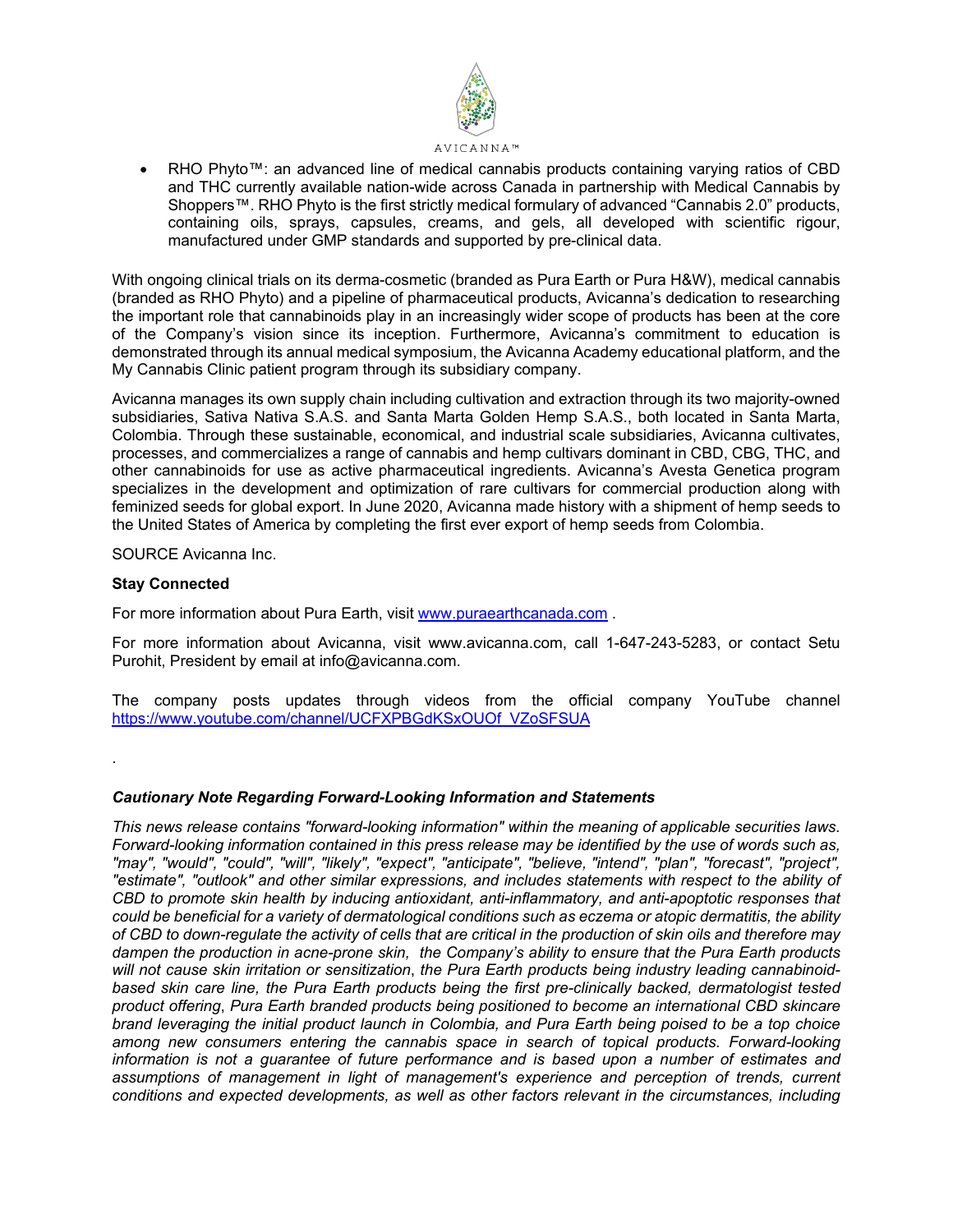- RHO Phyto™: an advanced line of medical cannabis products containing varying ratios of CBD and THC currently available nation-wide across Canada in partnership with Medical Cannabis by Shoppers™. RHO Phyto is the first strictly medical formulary of advanced "Cannabis 2.0" products, containing oils, sprays, capsules, creams, and gels, all developed with scientific rigour, manufactured under GMP standards and supported by pre-clinical data.

With ongoing clinical trials on its derma-cosmetic (branded as Pura Earth or Pura H&W), medical cannabis (branded as RHO Phyto) and a pipeline of pharmaceutical products, Avicanna's dedication to researching the important role that cannabinoids play in an increasingly wider scope of products has been at the core of the Company's vision since its inception. Furthermore, Avicanna's commitment to education is demonstrated through its annual medical symposium, the Avicanna Academy educational platform, and the My Cannabis Clinic patient program through its subsidiary company.

Avicanna manages its own supply chain including cultivation and extraction through its two majority-owned subsidiaries, Sativa Nativa S.A.S. and Santa Marta Golden Hemp S.A.S., both located in Santa Marta, Colombia. Through these sustainable, economical, and industrial scale subsidiaries, Avicanna cultivates, processes, and commercializes a range of cannabis and hemp cultivars dominant in CBD, CBG, THC, and other cannabinoids for use as active pharmaceutical ingredients. Avicanna's Avesta Genetica program specializes in the development and optimization of rare cultivars for commercial production along with feminized seeds for global export. In June 2020, Avicanna made history with a shipment of hemp seeds to the United States of America by completing the first ever export of hemp seeds from Colombia.

SOURCE Avicanna Inc.

**Stay Connected**

For more information about Pura Earth, visit [www.puraearthcanada.com](http://www.puraearthcanada.com) .

For more information about Avicanna, visit www.avicanna.com, call 1-647-243-5283, or contact Setu Purohit, President by email at info@avicanna.com.

The company posts updates through videos from the official company YouTube channel [https://www.youtube.com/channel/UCFXPBGdKSxOUOf_VZoSFSUA](https://www.youtube.com/channel/UCFXPBGdKSxOUOf_VZoSFSUA)

.

***Cautionary Note Regarding Forward-Looking Information and Statements***

*This news release contains "forward-looking information" within the meaning of applicable securities laws. Forward-looking information contained in this press release may be identified by the use of words such as, "may", "would", "could", "will", "likely", "expect", "anticipate", "believe, "intend", "plan", "forecast", "project", "estimate", "outlook" and other similar expressions, and includes statements with respect to the ability of CBD to promote skin health by inducing antioxidant, anti-inflammatory, and anti-apoptotic responses that could be beneficial for a variety of dermatological conditions such as eczema or atopic dermatitis, the ability of CBD to down-regulate the activity of cells that are critical in the production of skin oils and therefore may dampen the production in acne-prone skin, the Company's ability to ensure that the Pura Earth products will not cause skin irritation or sensitization, the Pura Earth products being industry leading cannabinoid-based skin care line, the Pura Earth products being the first pre-clinically backed, dermatologist tested product offering, Pura Earth branded products being positioned to become an international CBD skincare brand leveraging the initial product launch in Colombia, and Pura Earth being poised to be a top choice among new consumers entering the cannabis space in search of topical products. Forward-looking information is not a guarantee of future performance and is based upon a number of estimates and assumptions of management in light of management's experience and perception of trends, current conditions and expected developments, as well as other factors relevant in the circumstances, including*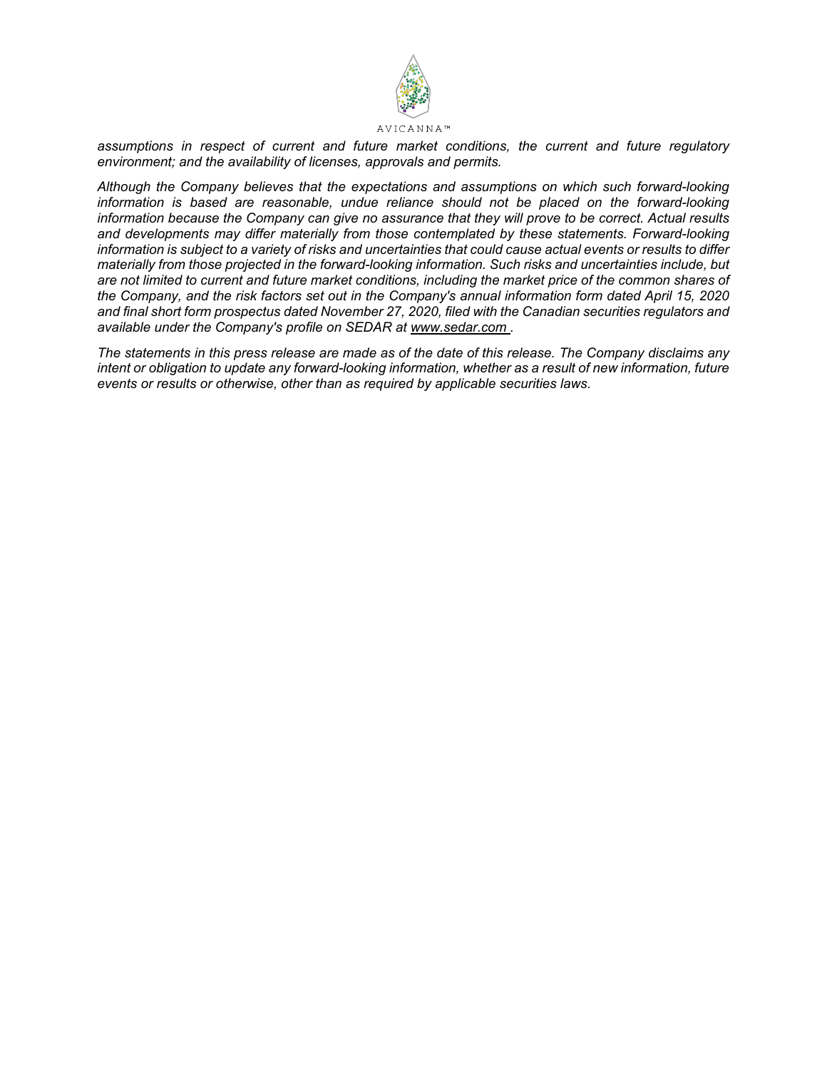*assumptions in respect of current and future market conditions, the current and future regulatory environment; and the availability of licenses, approvals and permits.*

*Although the Company believes that the expectations and assumptions on which such forward-looking information is based are reasonable, undue reliance should not be placed on the forward-looking information because the Company can give no assurance that they will prove to be correct. Actual results and developments may differ materially from those contemplated by these statements. Forward-looking information is subject to a variety of risks and uncertainties that could cause actual events or results to differ materially from those projected in the forward-looking information. Such risks and uncertainties include, but are not limited to current and future market conditions, including the market price of the common shares of the Company, and the risk factors set out in the Company's annual information form dated April 15, 2020 and final short form prospectus dated November 27, 2020, filed with the Canadian securities regulators and available under the Company's profile on SEDAR at www.sedar.com .*

*The statements in this press release are made as of the date of this release. The Company disclaims any intent or obligation to update any forward-looking information, whether as a result of new information, future events or results or otherwise, other than as required by applicable securities laws.*